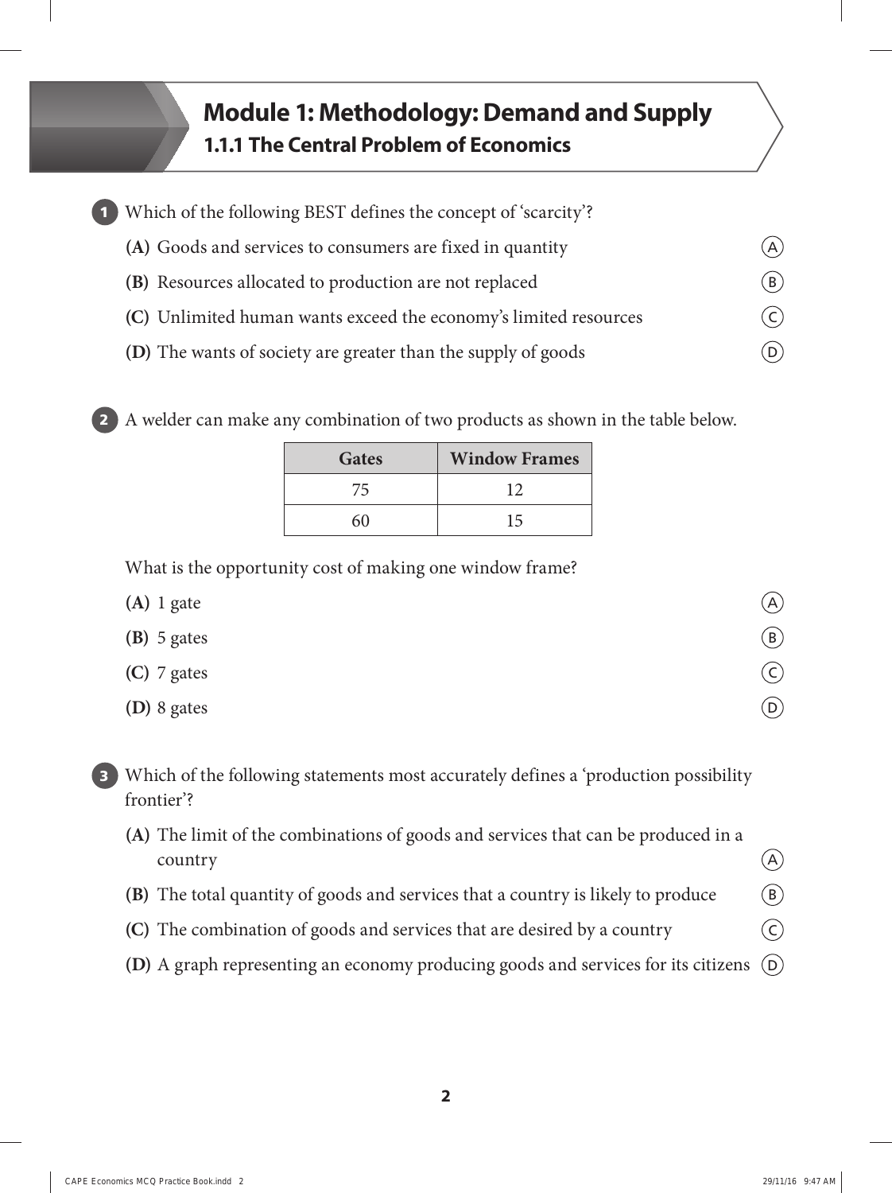# Module 1: Methodology: Demand and Supply

## 1.1.1 The Central Problem of Economics

**1** Which of the following BEST defines the concept of 'scarcity'?

**(A)** Goods and services to consumers are fixed in quantity (A)

**(B)** Resources allocated to production are not replaced (B)

**(C)** Unlimited human wants exceed the economy's limited resources (C)

**(D)** The wants of society are greater than the supply of goods (D)

**2** A welder can make any combination of two products as shown in the table below.

| Gates | Window Frames |
|---|---|
| 75 | 12 |
| 60 | 15 |

What is the opportunity cost of making one window frame?

**(A)** 1 gate (A)

**(B)** 5 gates (B)

**(C)** 7 gates (C)

**(D)** 8 gates (D)

**3** Which of the following statements most accurately defines a 'production possibility frontier'?

**(A)** The limit of the combinations of goods and services that can be produced in a country (A)

**(B)** The total quantity of goods and services that a country is likely to produce (B)

**(C)** The combination of goods and services that are desired by a country (C)

**(D)** A graph representing an economy producing goods and services for its citizens (D)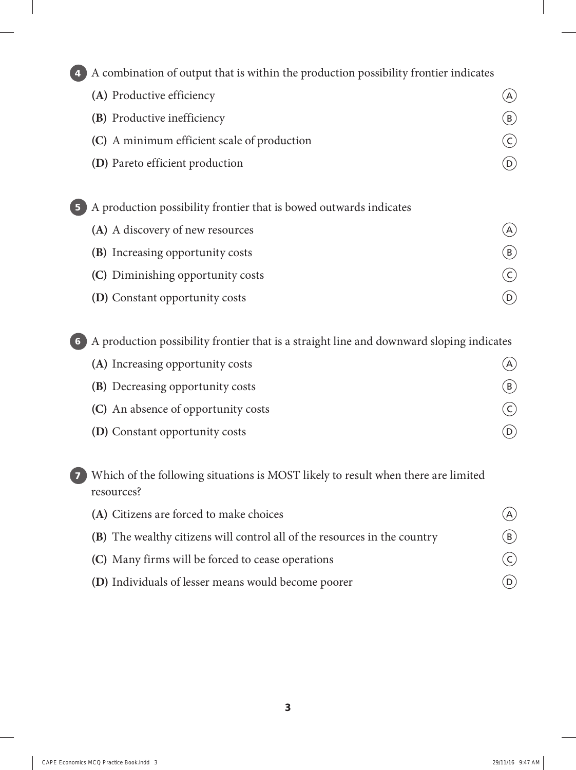**4** A combination of output that is within the production possibility frontier indicates

- **(A)** Productive efficiency
- **(B)** Productive inefficiency
- **(C)** A minimum efficient scale of production
- **(D)** Pareto efficient production

**5** A production possibility frontier that is bowed outwards indicates

- **(A)** A discovery of new resources
- **(B)** Increasing opportunity costs
- **(C)** Diminishing opportunity costs
- **(D)** Constant opportunity costs

**6** A production possibility frontier that is a straight line and downward sloping indicates

- **(A)** Increasing opportunity costs
- **(B)** Decreasing opportunity costs
- **(C)** An absence of opportunity costs
- **(D)** Constant opportunity costs

**7** Which of the following situations is MOST likely to result when there are limited resources?

- **(A)** Citizens are forced to make choices
- **(B)** The wealthy citizens will control all of the resources in the country
- **(C)** Many firms will be forced to cease operations
- **(D)** Individuals of lesser means would become poorer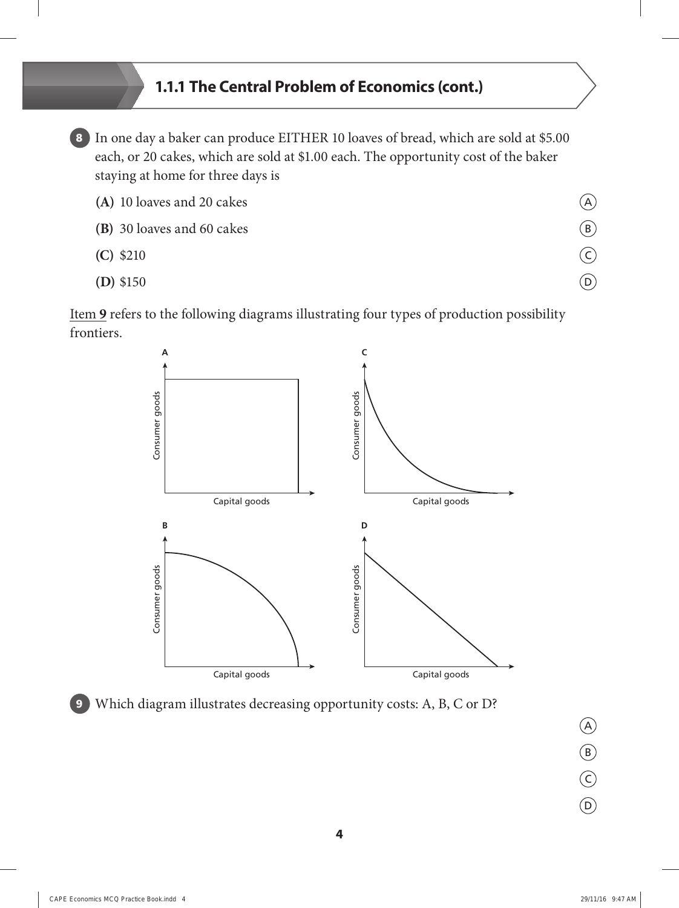## 1.1.1 The Central Problem of Economics (cont.)

**8** In one day a baker can produce EITHER 10 loaves of bread, which are sold at $5.00 each, or 20 cakes, which are sold at $1.00 each. The opportunity cost of the baker staying at home for three days is

**(A)** 10 loaves and 20 cakes

**(B)** 30 loaves and 60 cakes

**(C)** $210

**(D)** $150

Item **9** refers to the following diagrams illustrating four types of production possibility frontiers.

**9** Which diagram illustrates decreasing opportunity costs: A, B, C or D?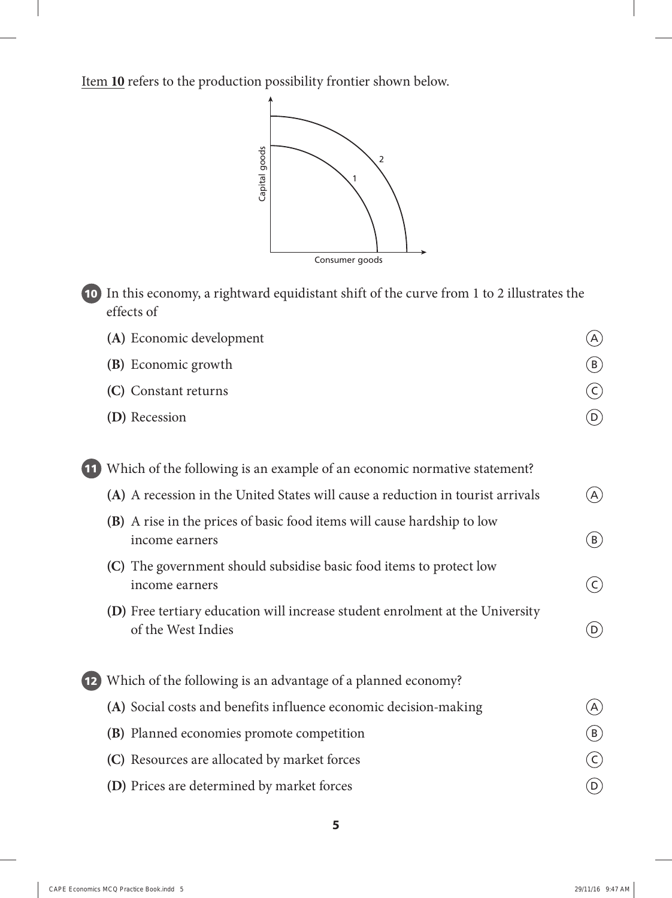Item **10** refers to the production possibility frontier shown below.

Capital goods

Consumer goods

1

2

**10** In this economy, a rightward equidistant shift of the curve from 1 to 2 illustrates the effects of

**(A)** Economic development (A)

**(B)** Economic growth (B)

**(C)** Constant returns (C)

**(D)** Recession (D)

**11** Which of the following is an example of an economic normative statement?

**(A)** A recession in the United States will cause a reduction in tourist arrivals (A)

**(B)** A rise in the prices of basic food items will cause hardship to low income earners (B)

**(C)** The government should subsidise basic food items to protect low income earners (C)

**(D)** Free tertiary education will increase student enrolment at the University of the West Indies (D)

**12** Which of the following is an advantage of a planned economy?

**(A)** Social costs and benefits influence economic decision-making (A)

**(B)** Planned economies promote competition (B)

**(C)** Resources are allocated by market forces (C)

**(D)** Prices are determined by market forces (D)